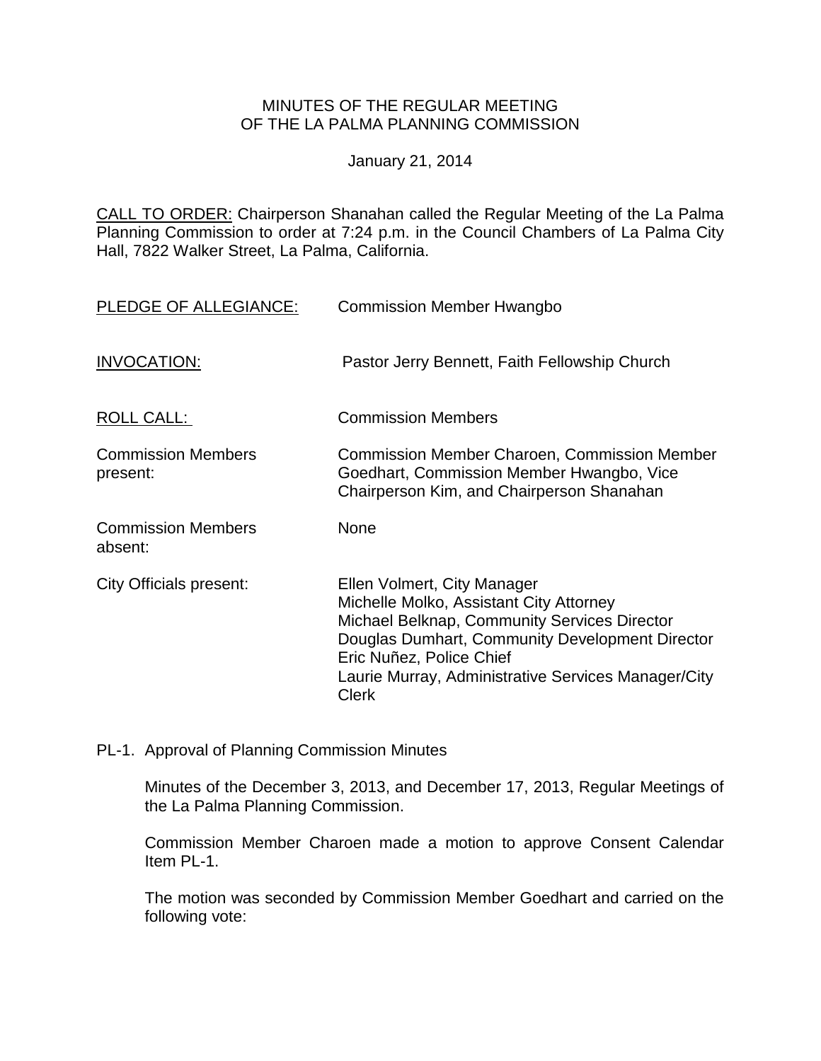MINUTES OF THE REGULAR MEETING
OF THE LA PALMA PLANNING COMMISSION

January 21, 2014

CALL TO ORDER: Chairperson Shanahan called the Regular Meeting of the La Palma Planning Commission to order at 7:24 p.m. in the Council Chambers of La Palma City Hall, 7822 Walker Street, La Palma, California.

| | |
|---|---|
| PLEDGE OF ALLEGIANCE: | Commission Member Hwangbo |
| INVOCATION: | Pastor Jerry Bennett, Faith Fellowship Church |
| ROLL CALL: | Commission Members |
| Commission Members present: | Commission Member Charoen, Commission Member Goedhart, Commission Member Hwangbo, Vice Chairperson Kim, and Chairperson Shanahan |
| Commission Members absent: | None |
| City Officials present: | Ellen Volmert, City Manager<br>Michelle Molko, Assistant City Attorney<br>Michael Belknap, Community Services Director<br>Douglas Dumhart, Community Development Director<br>Eric Nuñez, Police Chief<br>Laurie Murray, Administrative Services Manager/City Clerk |

PL-1. Approval of Planning Commission Minutes

Minutes of the December 3, 2013, and December 17, 2013, Regular Meetings of the La Palma Planning Commission.

Commission Member Charoen made a motion to approve Consent Calendar Item PL-1.

The motion was seconded by Commission Member Goedhart and carried on the following vote: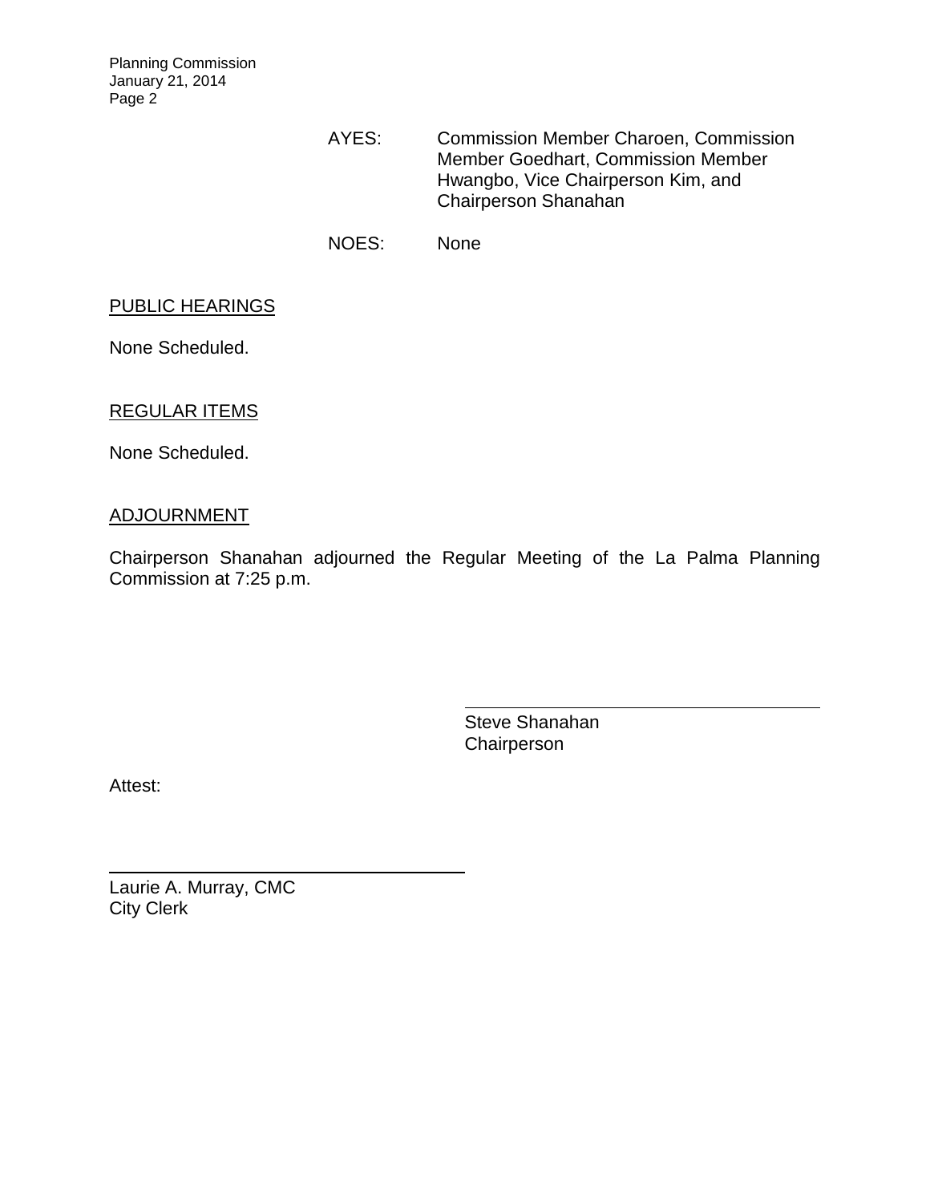AYES: Commission Member Charoen, Commission Member Goedhart, Commission Member Hwangbo, Vice Chairperson Kim, and Chairperson Shanahan

NOES: None

## PUBLIC HEARINGS

None Scheduled.

## REGULAR ITEMS

None Scheduled.

## ADJOURNMENT

Chairperson Shanahan adjourned the Regular Meeting of the La Palma Planning Commission at 7:25 p.m.

\_\_\_\_\_\_\_\_\_\_\_\_\_\_\_\_\_\_\_\_\_\_\_\_\_\_\_\_\_\_\_\_\_\_\_\_

Steve Shanahan
Chairperson

Attest:

\_\_\_\_\_\_\_\_\_\_\_\_\_\_\_\_\_\_\_\_\_\_\_\_\_\_\_\_\_\_\_\_\_\_\_\_

Laurie A. Murray, CMC
City Clerk